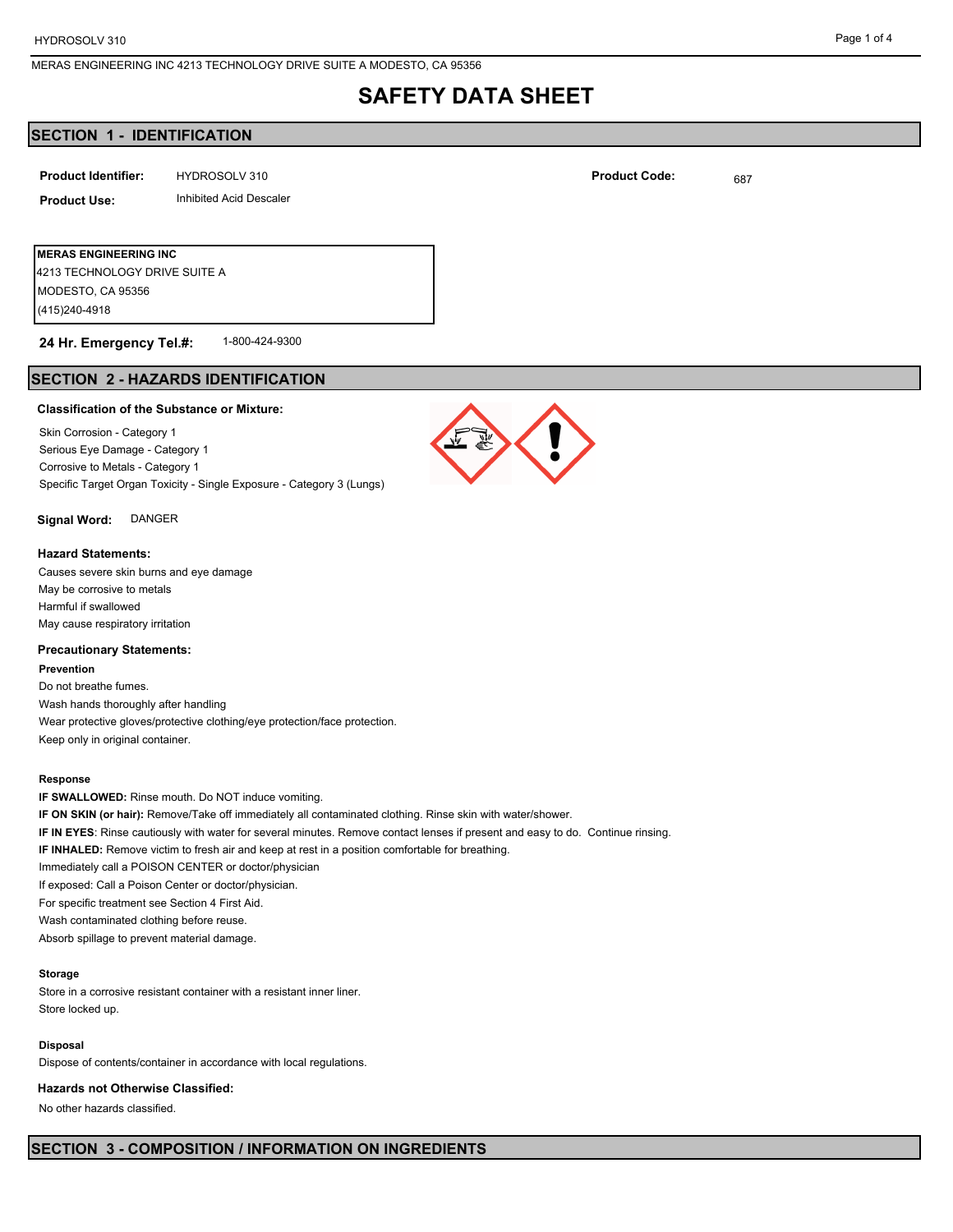MERAS ENGINEERING INC 4213 TECHNOLOGY DRIVE SUITE A MODESTO, CA 95356

# SAFETY DATA SHEET

## SECTION 1 - IDENTIFICATION

**Product Identifier:** HYDROSOLV 310

**Product Code:** 687

**Product Use:** Inhibited Acid Descaler

**MERAS ENGINEERING INC**
4213 TECHNOLOGY DRIVE SUITE A
MODESTO, CA 95356
(415)240-4918

**24 Hr. Emergency Tel.#:** 1-800-424-9300

## SECTION 2 - HAZARDS IDENTIFICATION

### Classification of the Substance or Mixture:

Skin Corrosion - Category 1
Serious Eye Damage - Category 1
Corrosive to Metals - Category 1
Specific Target Organ Toxicity - Single Exposure - Category 3 (Lungs)

**Signal Word:** DANGER

### Hazard Statements:

Causes severe skin burns and eye damage
May be corrosive to metals
Harmful if swallowed
May cause respiratory irritation

### Precautionary Statements:

**Prevention**

Do not breathe fumes.
Wash hands thoroughly after handling
Wear protective gloves/protective clothing/eye protection/face protection.
Keep only in original container.

**Response**

**IF SWALLOWED:** Rinse mouth. Do NOT induce vomiting.
**IF ON SKIN (or hair):** Remove/Take off immediately all contaminated clothing. Rinse skin with water/shower.
**IF IN EYES**: Rinse cautiously with water for several minutes. Remove contact lenses if present and easy to do. Continue rinsing.
**IF INHALED:** Remove victim to fresh air and keep at rest in a position comfortable for breathing.
Immediately call a POISON CENTER or doctor/physician
If exposed: Call a Poison Center or doctor/physician.
For specific treatment see Section 4 First Aid.
Wash contaminated clothing before reuse.
Absorb spillage to prevent material damage.

**Storage**

Store in a corrosive resistant container with a resistant inner liner.
Store locked up.

**Disposal**

Dispose of contents/container in accordance with local regulations.

### Hazards not Otherwise Classified:

No other hazards classified.

## SECTION 3 - COMPOSITION / INFORMATION ON INGREDIENTS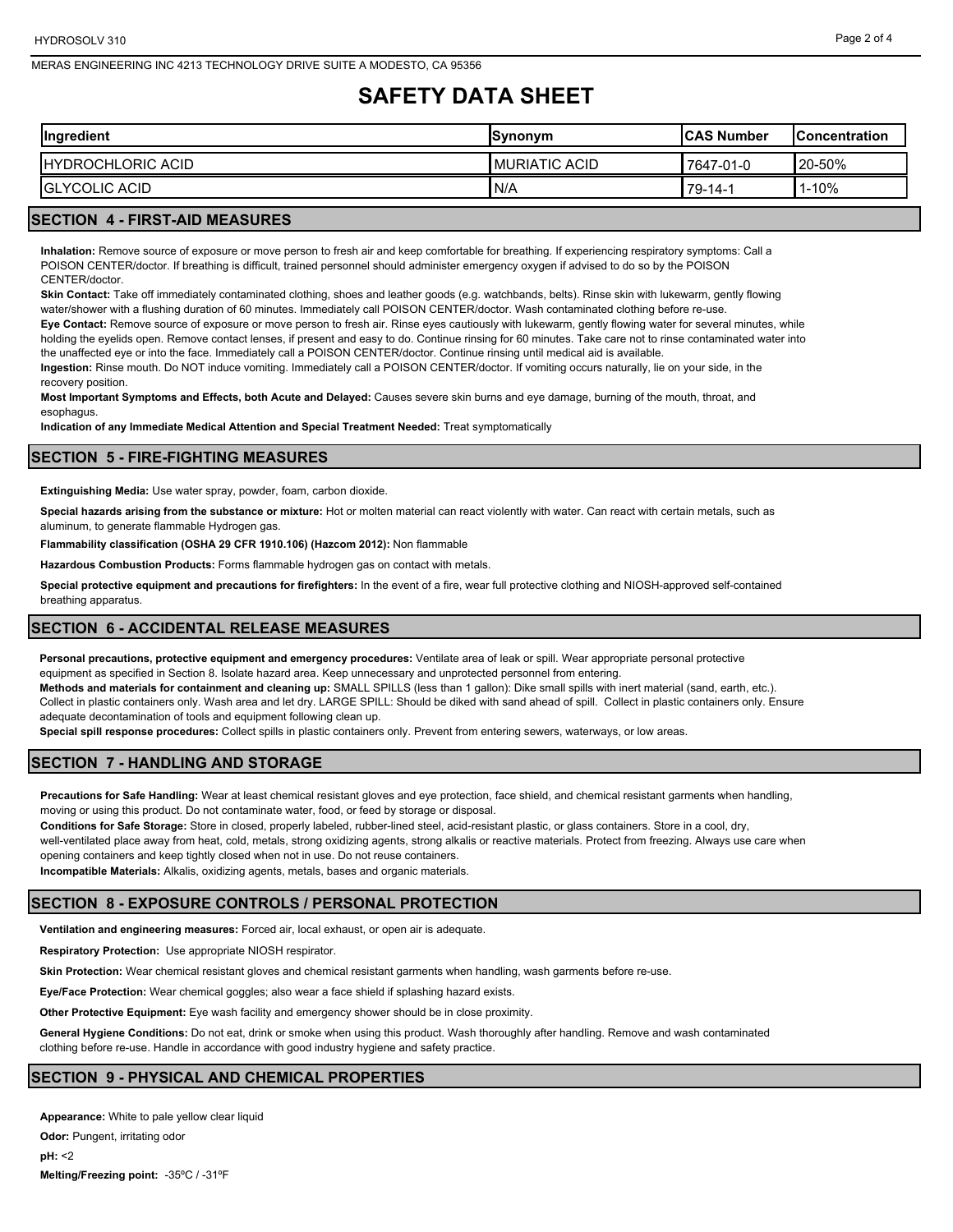# SAFETY DATA SHEET

| Ingredient | Synonym | CAS Number | Concentration |
|---|---|---|---|
| HYDROCHLORIC ACID | MURIATIC ACID | 7647-01-0 | 20-50% |
| GLYCOLIC ACID | N/A | 79-14-1 | 1-10% |

## SECTION 4 - FIRST-AID MEASURES

**Inhalation:** Remove source of exposure or move person to fresh air and keep comfortable for breathing. If experiencing respiratory symptoms: Call a POISON CENTER/doctor. If breathing is difficult, trained personnel should administer emergency oxygen if advised to do so by the POISON CENTER/doctor.

**Skin Contact:** Take off immediately contaminated clothing, shoes and leather goods (e.g. watchbands, belts). Rinse skin with lukewarm, gently flowing water/shower with a flushing duration of 60 minutes. Immediately call POISON CENTER/doctor. Wash contaminated clothing before re-use.

**Eye Contact:** Remove source of exposure or move person to fresh air. Rinse eyes cautiously with lukewarm, gently flowing water for several minutes, while holding the eyelids open. Remove contact lenses, if present and easy to do. Continue rinsing for 60 minutes. Take care not to rinse contaminated water into the unaffected eye or into the face. Immediately call a POISON CENTER/doctor. Continue rinsing until medical aid is available.

**Ingestion:** Rinse mouth. Do NOT induce vomiting. Immediately call a POISON CENTER/doctor. If vomiting occurs naturally, lie on your side, in the recovery position.

**Most Important Symptoms and Effects, both Acute and Delayed:** Causes severe skin burns and eye damage, burning of the mouth, throat, and esophagus.

**Indication of any Immediate Medical Attention and Special Treatment Needed:** Treat symptomatically

## SECTION 5 - FIRE-FIGHTING MEASURES

**Extinguishing Media:** Use water spray, powder, foam, carbon dioxide.

**Special hazards arising from the substance or mixture:** Hot or molten material can react violently with water. Can react with certain metals, such as aluminum, to generate flammable Hydrogen gas.

**Flammability classification (OSHA 29 CFR 1910.106) (Hazcom 2012):** Non flammable

**Hazardous Combustion Products:** Forms flammable hydrogen gas on contact with metals.

**Special protective equipment and precautions for firefighters:** In the event of a fire, wear full protective clothing and NIOSH-approved self-contained breathing apparatus.

## SECTION 6 - ACCIDENTAL RELEASE MEASURES

**Personal precautions, protective equipment and emergency procedures:** Ventilate area of leak or spill. Wear appropriate personal protective equipment as specified in Section 8. Isolate hazard area. Keep unnecessary and unprotected personnel from entering.

**Methods and materials for containment and cleaning up:** SMALL SPILLS (less than 1 gallon): Dike small spills with inert material (sand, earth, etc.). Collect in plastic containers only. Wash area and let dry. LARGE SPILL: Should be diked with sand ahead of spill. Collect in plastic containers only. Ensure adequate decontamination of tools and equipment following clean up.

**Special spill response procedures:** Collect spills in plastic containers only. Prevent from entering sewers, waterways, or low areas.

## SECTION 7 - HANDLING AND STORAGE

**Precautions for Safe Handling:** Wear at least chemical resistant gloves and eye protection, face shield, and chemical resistant garments when handling, moving or using this product. Do not contaminate water, food, or feed by storage or disposal.

**Conditions for Safe Storage:** Store in closed, properly labeled, rubber-lined steel, acid-resistant plastic, or glass containers. Store in a cool, dry, well-ventilated place away from heat, cold, metals, strong oxidizing agents, strong alkalis or reactive materials. Protect from freezing. Always use care when opening containers and keep tightly closed when not in use. Do not reuse containers.

**Incompatible Materials:** Alkalis, oxidizing agents, metals, bases and organic materials.

## SECTION 8 - EXPOSURE CONTROLS / PERSONAL PROTECTION

**Ventilation and engineering measures:** Forced air, local exhaust, or open air is adequate.

**Respiratory Protection:** Use appropriate NIOSH respirator.

**Skin Protection:** Wear chemical resistant gloves and chemical resistant garments when handling, wash garments before re-use.

**Eye/Face Protection:** Wear chemical goggles; also wear a face shield if splashing hazard exists.

**Other Protective Equipment:** Eye wash facility and emergency shower should be in close proximity.

**General Hygiene Conditions:** Do not eat, drink or smoke when using this product. Wash thoroughly after handling. Remove and wash contaminated clothing before re-use. Handle in accordance with good industry hygiene and safety practice.

## SECTION 9 - PHYSICAL AND CHEMICAL PROPERTIES

**Appearance:** White to pale yellow clear liquid

**Odor:** Pungent, irritating odor

**pH:** <2

**Melting/Freezing point:** -35ºC / -31ºF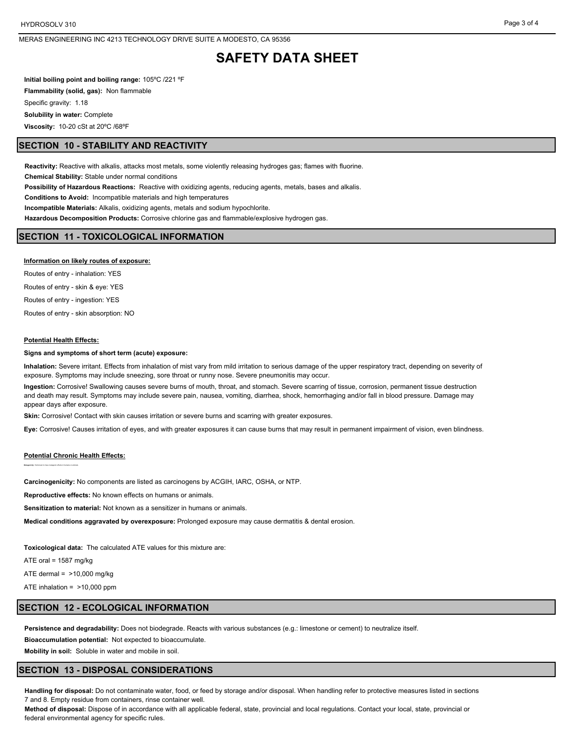**Initial boiling point and boiling range:** 105ºC /221 ºF

**Flammability (solid, gas):** Non flammable

Specific gravity: 1.18

**Solubility in water:** Complete

**Viscosity:** 10-20 cSt at 20ºC /68ºF

## SECTION 10 - STABILITY AND REACTIVITY

**Reactivity:** Reactive with alkalis, attacks most metals, some violently releasing hydroges gas; flames with fluorine.

**Chemical Stability:** Stable under normal conditions

**Possibility of Hazardous Reactions:** Reactive with oxidizing agents, reducing agents, metals, bases and alkalis.

**Conditions to Avoid:** Incompatible materials and high temperatures

**Incompatible Materials:** Alkalis, oxidizing agents, metals and sodium hypochlorite.

**Hazardous Decomposition Products:** Corrosive chlorine gas and flammable/explosive hydrogen gas.

## SECTION 11 - TOXICOLOGICAL INFORMATION

**Information on likely routes of exposure:**

Routes of entry - inhalation: YES

Routes of entry - skin & eye: YES

Routes of entry - ingestion: YES

Routes of entry - skin absorption: NO

**Potential Health Effects:**

**Signs and symptoms of short term (acute) exposure:**

**Inhalation:** Severe irritant. Effects from inhalation of mist vary from mild irritation to serious damage of the upper respiratory tract, depending on severity of exposure. Symptoms may include sneezing, sore throat or runny nose. Severe pneumonitis may occur.

**Ingestion:** Corrosive! Swallowing causes severe burns of mouth, throat, and stomach. Severe scarring of tissue, corrosion, permanent tissue destruction and death may result. Symptoms may include severe pain, nausea, vomiting, diarrhea, shock, hemorrhaging and/or fall in blood pressure. Damage may appear days after exposure.

**Skin:** Corrosive! Contact with skin causes irritation or severe burns and scarring with greater exposures.

**Eye:** Corrosive! Causes irritation of eyes, and with greater exposures it can cause burns that may result in permanent impairment of vision, even blindness.

**Potential Chronic Health Effects:**

**Mutagenicity:** Not known to have mutagenic effects in humans or animals.

**Carcinogenicity:** No components are listed as carcinogens by ACGIH, IARC, OSHA, or NTP.

**Reproductive effects:** No known effects on humans or animals.

**Sensitization to material:** Not known as a sensitizer in humans or animals.

**Medical conditions aggravated by overexposure:** Prolonged exposure may cause dermatitis & dental erosion.

**Toxicological data:** The calculated ATE values for this mixture are:

ATE oral = 1587 mg/kg

ATE dermal = >10,000 mg/kg

ATE inhalation = >10,000 ppm

## SECTION 12 - ECOLOGICAL INFORMATION

**Persistence and degradability:** Does not biodegrade. Reacts with various substances (e.g.: limestone or cement) to neutralize itself.

**Bioaccumulation potential:** Not expected to bioaccumulate.

**Mobility in soil:** Soluble in water and mobile in soil.

## SECTION 13 - DISPOSAL CONSIDERATIONS

**Handling for disposal:** Do not contaminate water, food, or feed by storage and/or disposal. When handling refer to protective measures listed in sections 7 and 8. Empty residue from containers, rinse container well.

**Method of disposal:** Dispose of in accordance with all applicable federal, state, provincial and local regulations. Contact your local, state, provincial or federal environmental agency for specific rules.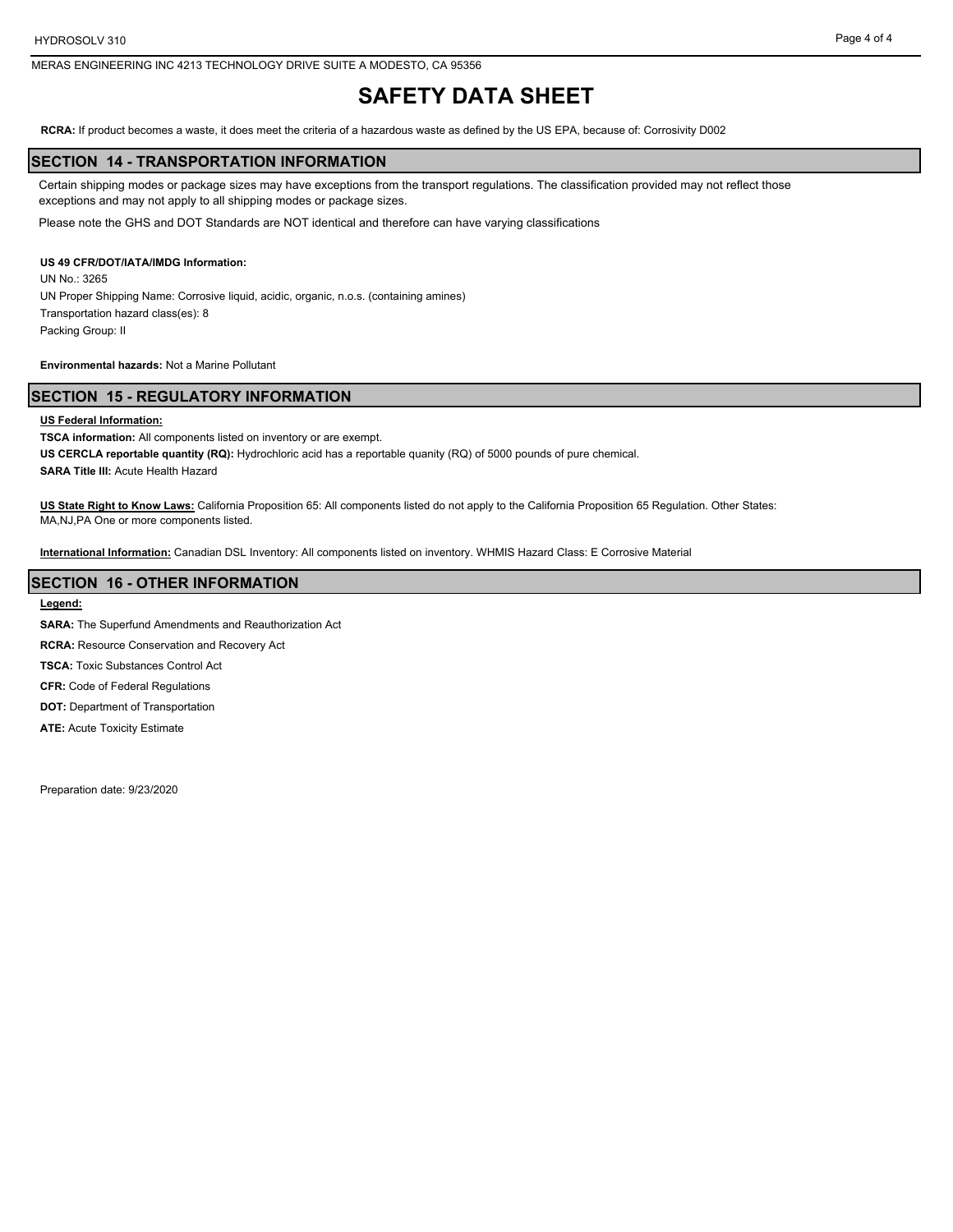# SAFETY DATA SHEET

**RCRA:** If product becomes a waste, it does meet the criteria of a hazardous waste as defined by the US EPA, because of: Corrosivity D002

## SECTION 14 - TRANSPORTATION INFORMATION

Certain shipping modes or package sizes may have exceptions from the transport regulations. The classification provided may not reflect those exceptions and may not apply to all shipping modes or package sizes.

Please note the GHS and DOT Standards are NOT identical and therefore can have varying classifications

**US 49 CFR/DOT/IATA/IMDG Information:**

UN No.: 3265

UN Proper Shipping Name: Corrosive liquid, acidic, organic, n.o.s. (containing amines)

Transportation hazard class(es): 8

Packing Group: II

**Environmental hazards:** Not a Marine Pollutant

## SECTION 15 - REGULATORY INFORMATION

**US Federal Information:**

**TSCA information:** All components listed on inventory or are exempt.

**US CERCLA reportable quantity (RQ):** Hydrochloric acid has a reportable quanity (RQ) of 5000 pounds of pure chemical.

**SARA Title III:** Acute Health Hazard

**US State Right to Know Laws:** California Proposition 65: All components listed do not apply to the California Proposition 65 Regulation. Other States: MA,NJ,PA One or more components listed.

**International Information:** Canadian DSL Inventory: All components listed on inventory. WHMIS Hazard Class: E Corrosive Material

## SECTION 16 - OTHER INFORMATION

**Legend:**

**SARA:** The Superfund Amendments and Reauthorization Act

**RCRA:** Resource Conservation and Recovery Act

**TSCA:** Toxic Substances Control Act

**CFR:** Code of Federal Regulations

**DOT:** Department of Transportation

**ATE:** Acute Toxicity Estimate

Preparation date: 9/23/2020